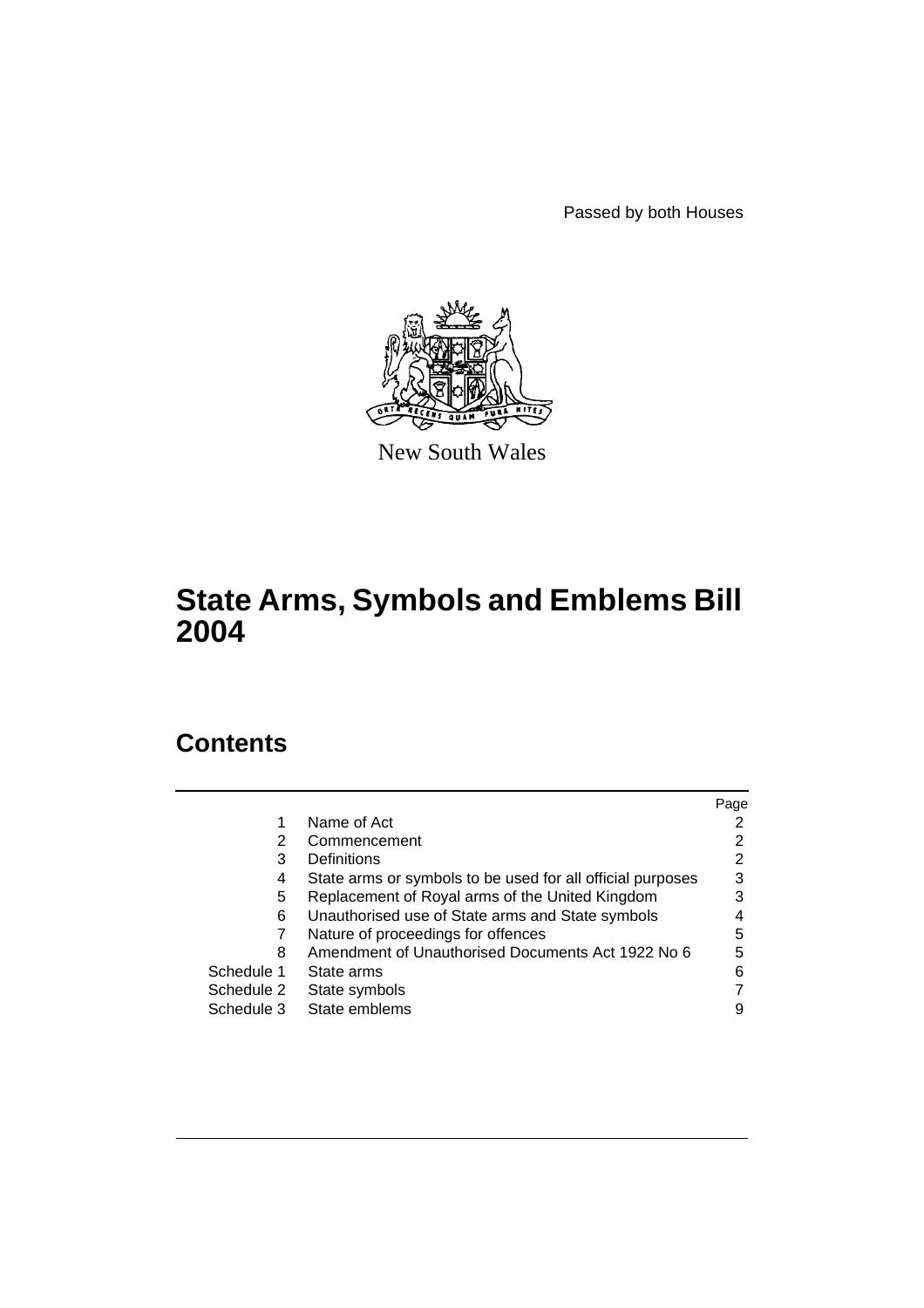Passed by both Houses

New South Wales

# State Arms, Symbols and Emblems Bill 2004

## Contents

| | | Page |
|---|---|---|
| 1 | Name of Act | 2 |
| 2 | Commencement | 2 |
| 3 | Definitions | 2 |
| 4 | State arms or symbols to be used for all official purposes | 3 |
| 5 | Replacement of Royal arms of the United Kingdom | 3 |
| 6 | Unauthorised use of State arms and State symbols | 4 |
| 7 | Nature of proceedings for offences | 5 |
| 8 | Amendment of Unauthorised Documents Act 1922 No 6 | 5 |
| Schedule 1 | State arms | 6 |
| Schedule 2 | State symbols | 7 |
| Schedule 3 | State emblems | 9 |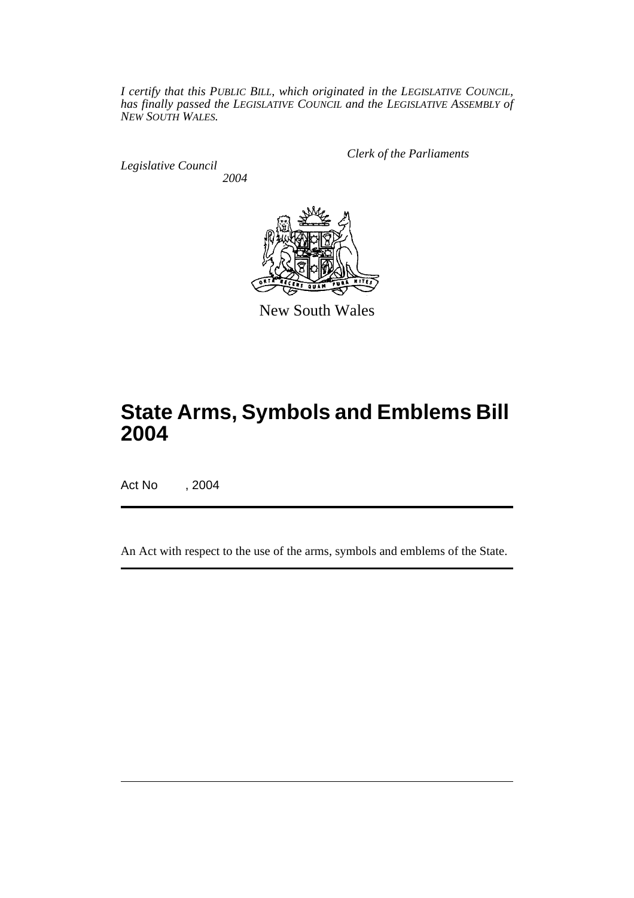*I certify that this PUBLIC BILL, which originated in the LEGISLATIVE COUNCIL, has finally passed the LEGISLATIVE COUNCIL and the LEGISLATIVE ASSEMBLY of NEW SOUTH WALES.*

*Clerk of the Parliaments*

*Legislative Council*

*2004*

New South Wales

# State Arms, Symbols and Emblems Bill 2004

Act No , 2004

An Act with respect to the use of the arms, symbols and emblems of the State.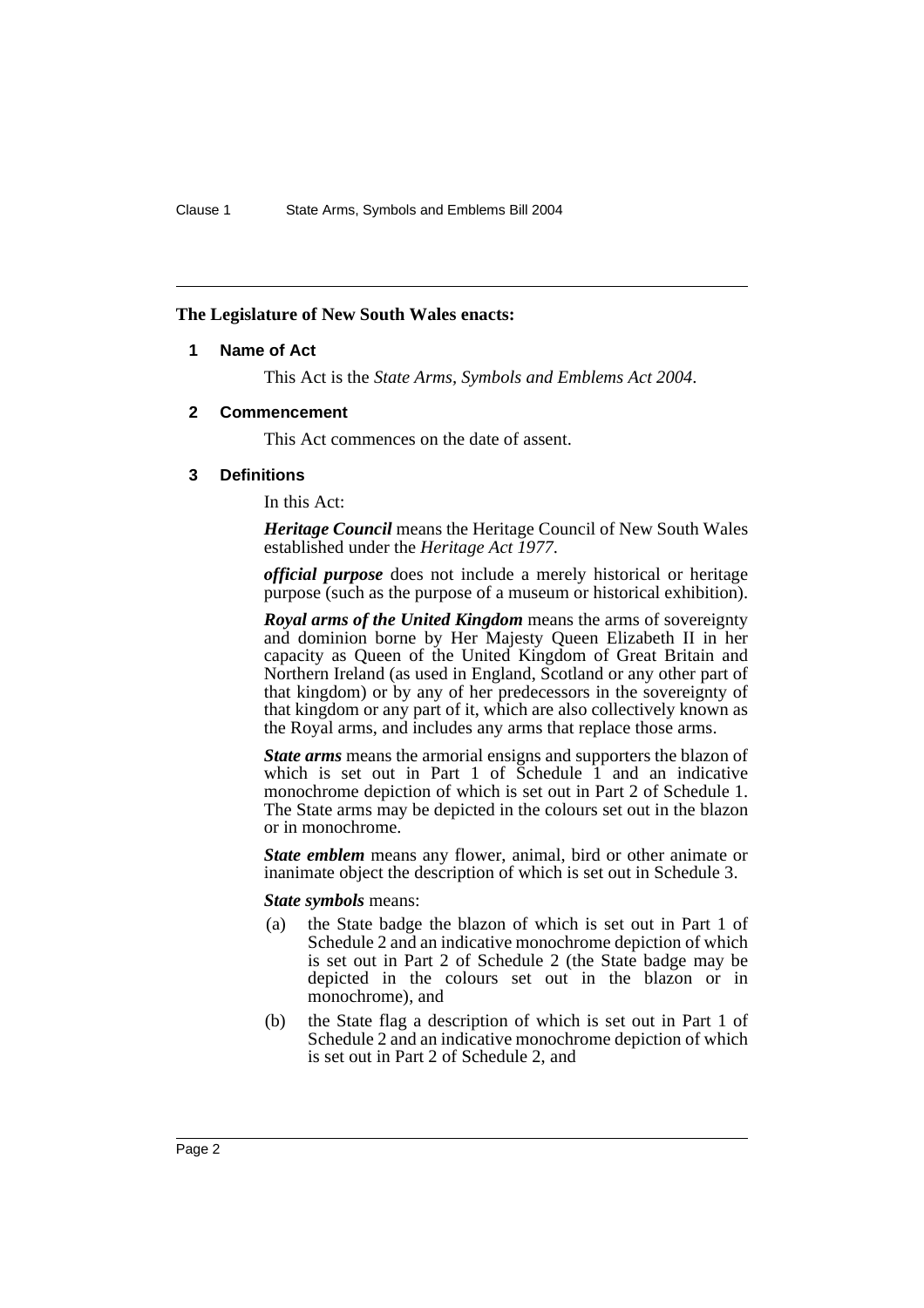**The Legislature of New South Wales enacts:**

## 1 Name of Act

This Act is the *State Arms, Symbols and Emblems Act 2004*.

## 2 Commencement

This Act commences on the date of assent.

## 3 Definitions

In this Act:

***Heritage Council*** means the Heritage Council of New South Wales established under the *Heritage Act 1977*.

***official purpose*** does not include a merely historical or heritage purpose (such as the purpose of a museum or historical exhibition).

***Royal arms of the United Kingdom*** means the arms of sovereignty and dominion borne by Her Majesty Queen Elizabeth II in her capacity as Queen of the United Kingdom of Great Britain and Northern Ireland (as used in England, Scotland or any other part of that kingdom) or by any of her predecessors in the sovereignty of that kingdom or any part of it, which are also collectively known as the Royal arms, and includes any arms that replace those arms.

***State arms*** means the armorial ensigns and supporters the blazon of which is set out in Part 1 of Schedule 1 and an indicative monochrome depiction of which is set out in Part 2 of Schedule 1. The State arms may be depicted in the colours set out in the blazon or in monochrome.

***State emblem*** means any flower, animal, bird or other animate or inanimate object the description of which is set out in Schedule 3.

***State symbols*** means:

(a) the State badge the blazon of which is set out in Part 1 of Schedule 2 and an indicative monochrome depiction of which is set out in Part 2 of Schedule 2 (the State badge may be depicted in the colours set out in the blazon or in monochrome), and

(b) the State flag a description of which is set out in Part 1 of Schedule 2 and an indicative monochrome depiction of which is set out in Part 2 of Schedule 2, and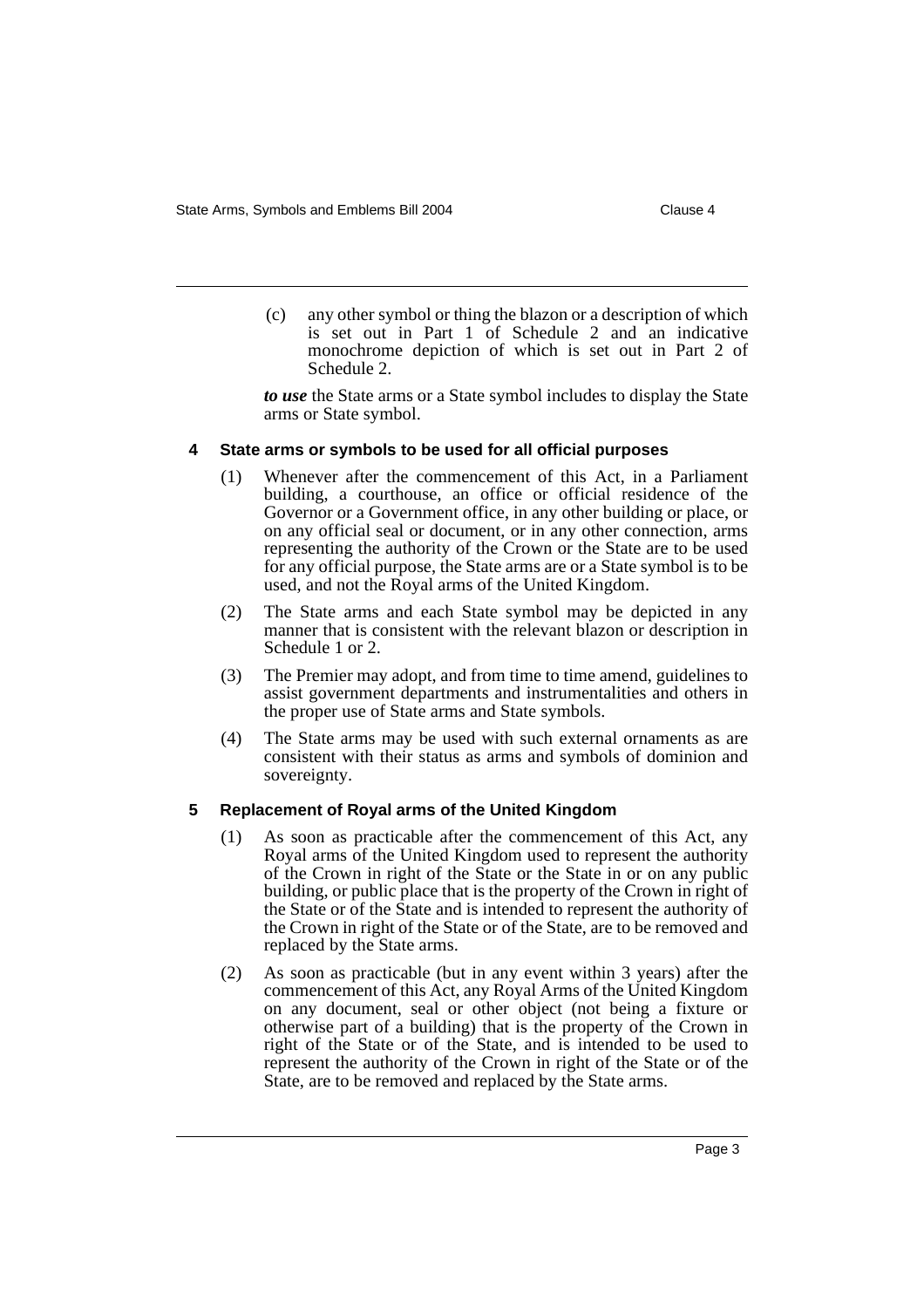(c) any other symbol or thing the blazon or a description of which is set out in Part 1 of Schedule 2 and an indicative monochrome depiction of which is set out in Part 2 of Schedule 2.

***to use*** the State arms or a State symbol includes to display the State arms or State symbol.

#### 4 State arms or symbols to be used for all official purposes

(1) Whenever after the commencement of this Act, in a Parliament building, a courthouse, an office or official residence of the Governor or a Government office, in any other building or place, or on any official seal or document, or in any other connection, arms representing the authority of the Crown or the State are to be used for any official purpose, the State arms are or a State symbol is to be used, and not the Royal arms of the United Kingdom.

(2) The State arms and each State symbol may be depicted in any manner that is consistent with the relevant blazon or description in Schedule 1 or 2.

(3) The Premier may adopt, and from time to time amend, guidelines to assist government departments and instrumentalities and others in the proper use of State arms and State symbols.

(4) The State arms may be used with such external ornaments as are consistent with their status as arms and symbols of dominion and sovereignty.

#### 5 Replacement of Royal arms of the United Kingdom

(1) As soon as practicable after the commencement of this Act, any Royal arms of the United Kingdom used to represent the authority of the Crown in right of the State or the State in or on any public building, or public place that is the property of the Crown in right of the State or of the State and is intended to represent the authority of the Crown in right of the State or of the State, are to be removed and replaced by the State arms.

(2) As soon as practicable (but in any event within 3 years) after the commencement of this Act, any Royal Arms of the United Kingdom on any document, seal or other object (not being a fixture or otherwise part of a building) that is the property of the Crown in right of the State or of the State, and is intended to be used to represent the authority of the Crown in right of the State or of the State, are to be removed and replaced by the State arms.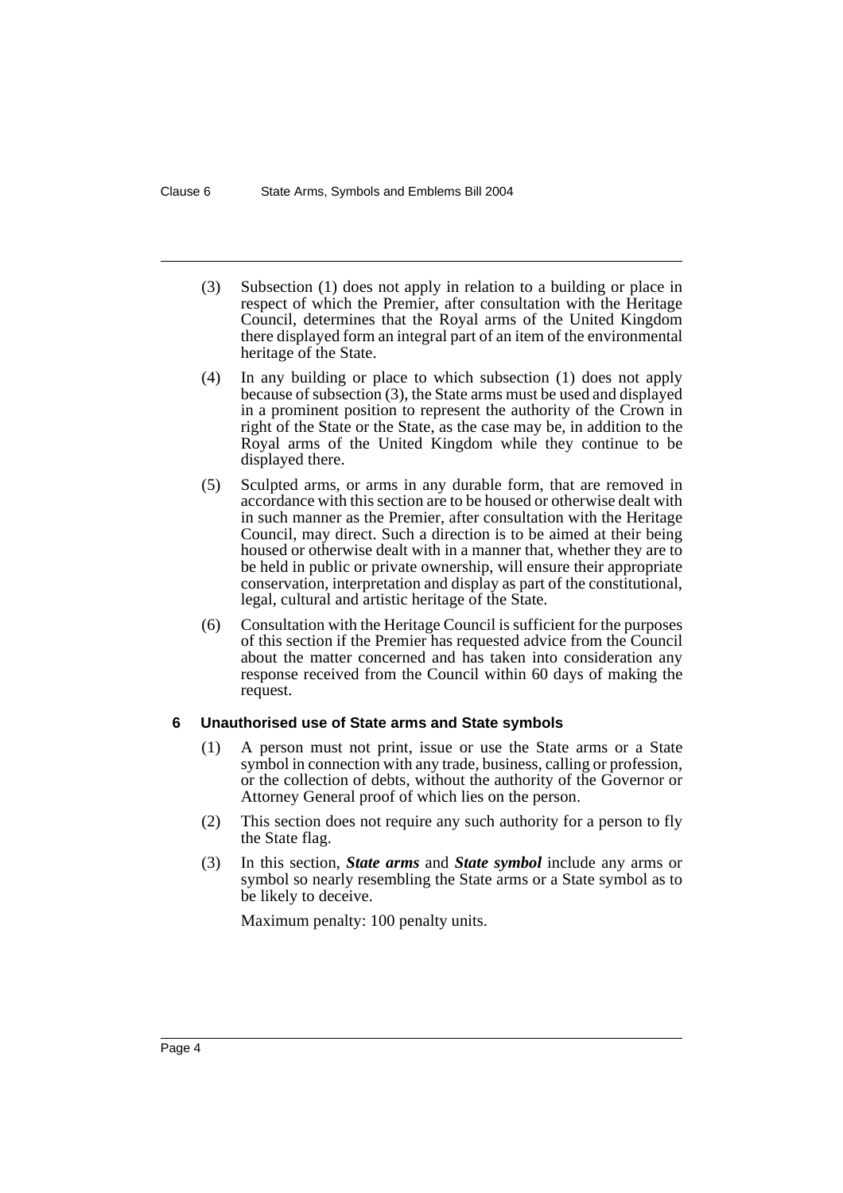(3) Subsection (1) does not apply in relation to a building or place in respect of which the Premier, after consultation with the Heritage Council, determines that the Royal arms of the United Kingdom there displayed form an integral part of an item of the environmental heritage of the State.

(4) In any building or place to which subsection (1) does not apply because of subsection (3), the State arms must be used and displayed in a prominent position to represent the authority of the Crown in right of the State or the State, as the case may be, in addition to the Royal arms of the United Kingdom while they continue to be displayed there.

(5) Sculpted arms, or arms in any durable form, that are removed in accordance with this section are to be housed or otherwise dealt with in such manner as the Premier, after consultation with the Heritage Council, may direct. Such a direction is to be aimed at their being housed or otherwise dealt with in a manner that, whether they are to be held in public or private ownership, will ensure their appropriate conservation, interpretation and display as part of the constitutional, legal, cultural and artistic heritage of the State.

(6) Consultation with the Heritage Council is sufficient for the purposes of this section if the Premier has requested advice from the Council about the matter concerned and has taken into consideration any response received from the Council within 60 days of making the request.

### 6 Unauthorised use of State arms and State symbols

(1) A person must not print, issue or use the State arms or a State symbol in connection with any trade, business, calling or profession, or the collection of debts, without the authority of the Governor or Attorney General proof of which lies on the person.

(2) This section does not require any such authority for a person to fly the State flag.

(3) In this section, ***State arms*** and ***State symbol*** include any arms or symbol so nearly resembling the State arms or a State symbol as to be likely to deceive.

Maximum penalty: 100 penalty units.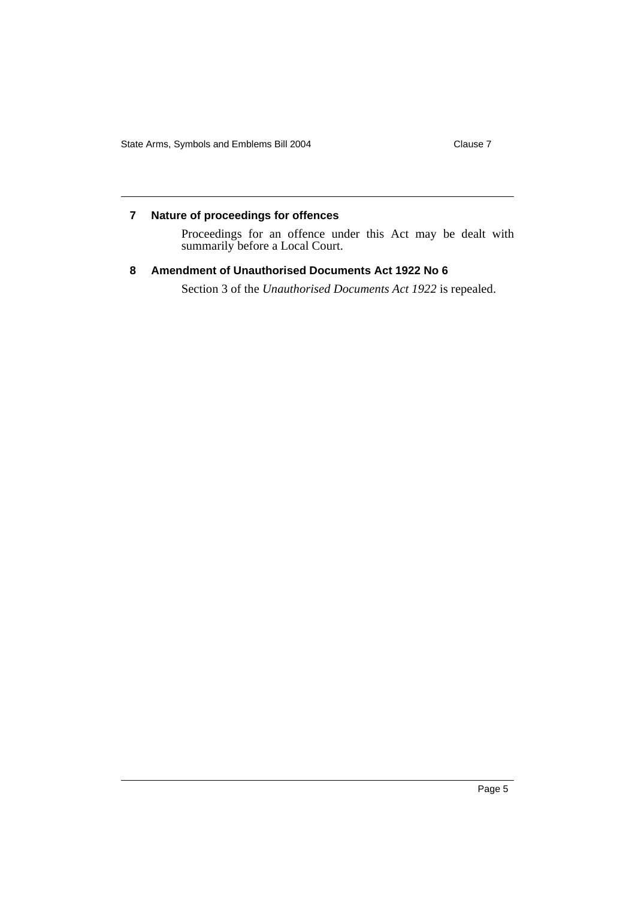## 7 Nature of proceedings for offences

Proceedings for an offence under this Act may be dealt with summarily before a Local Court.

## 8 Amendment of Unauthorised Documents Act 1922 No 6

Section 3 of the *Unauthorised Documents Act 1922* is repealed.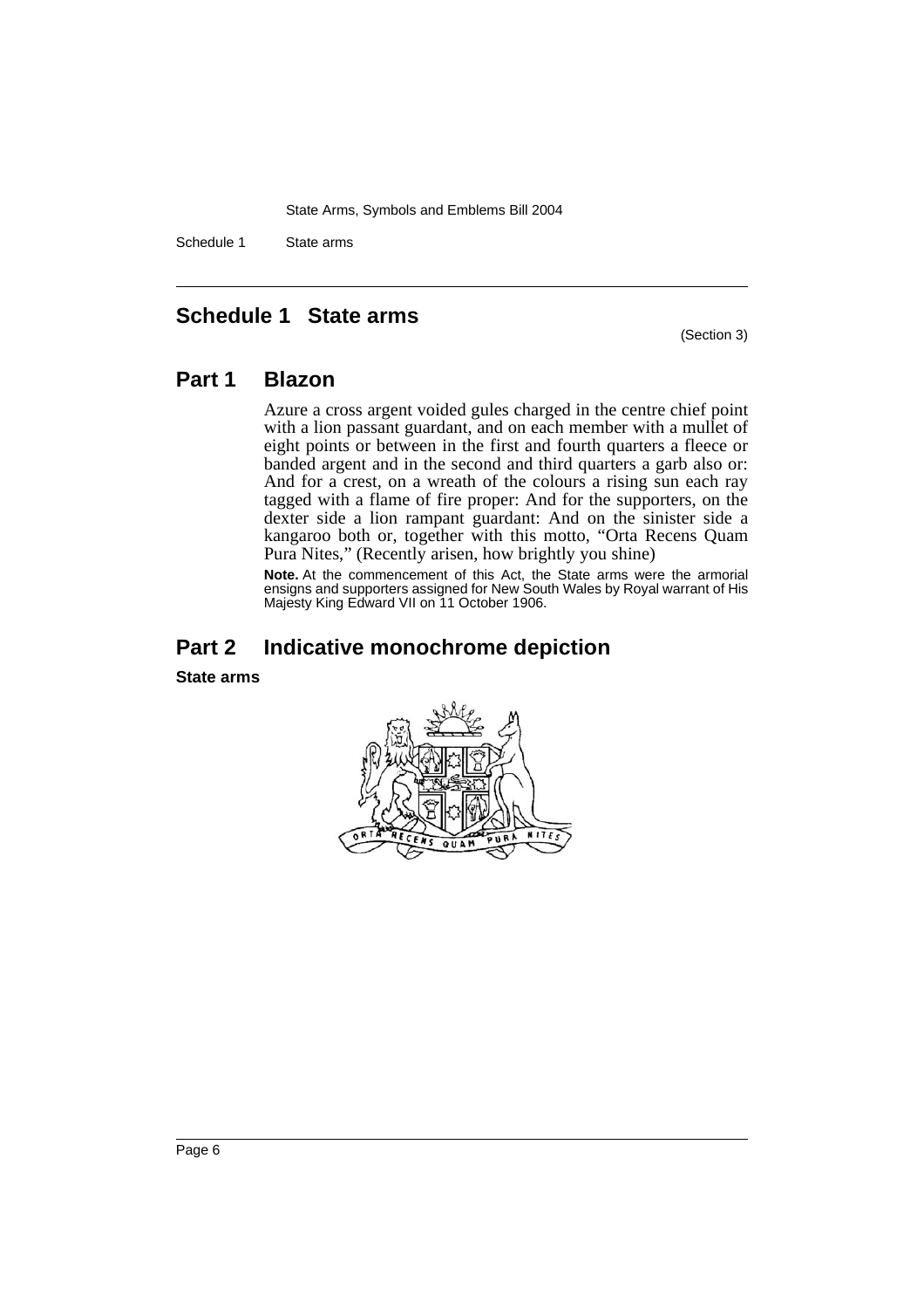# Schedule 1 State arms

(Section 3)

## Part 1 Blazon

Azure a cross argent voided gules charged in the centre chief point with a lion passant guardant, and on each member with a mullet of eight points or between in the first and fourth quarters a fleece or banded argent and in the second and third quarters a garb also or: And for a crest, on a wreath of the colours a rising sun each ray tagged with a flame of fire proper: And for the supporters, on the dexter side a lion rampant guardant: And on the sinister side a kangaroo both or, together with this motto, "Orta Recens Quam Pura Nites," (Recently arisen, how brightly you shine)

**Note.** At the commencement of this Act, the State arms were the armorial ensigns and supporters assigned for New South Wales by Royal warrant of His Majesty King Edward VII on 11 October 1906.

## Part 2 Indicative monochrome depiction

**State arms**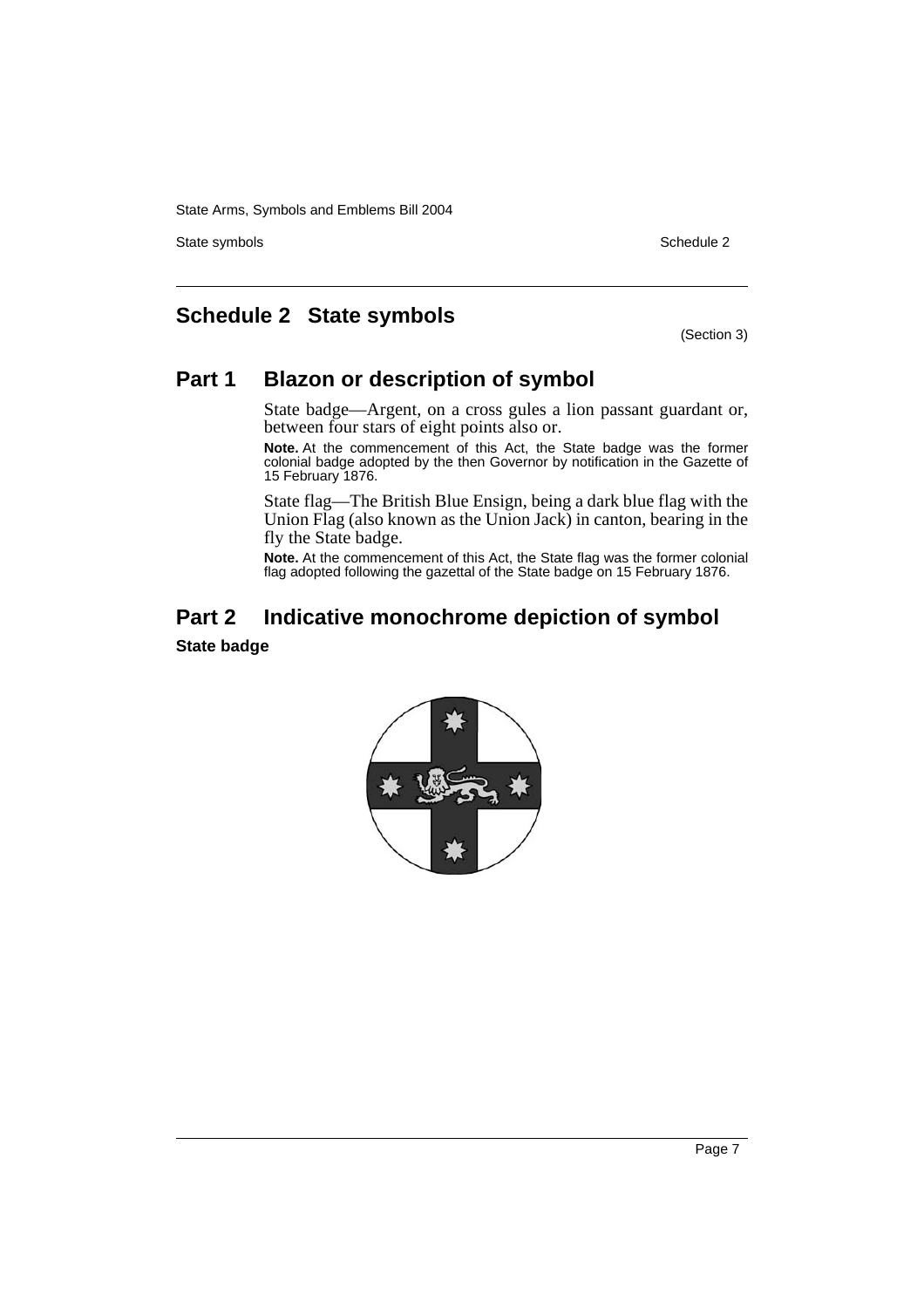## Schedule 2 State symbols

(Section 3)

## Part 1 Blazon or description of symbol

State badge—Argent, on a cross gules a lion passant guardant or, between four stars of eight points also or.

**Note.** At the commencement of this Act, the State badge was the former colonial badge adopted by the then Governor by notification in the Gazette of 15 February 1876.

State flag—The British Blue Ensign, being a dark blue flag with the Union Flag (also known as the Union Jack) in canton, bearing in the fly the State badge.

**Note.** At the commencement of this Act, the State flag was the former colonial flag adopted following the gazettal of the State badge on 15 February 1876.

## Part 2 Indicative monochrome depiction of symbol

**State badge**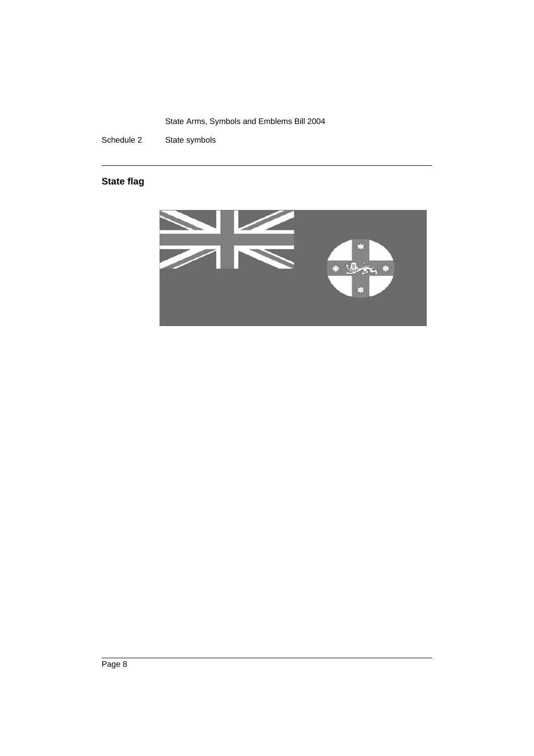Schedule 2 State symbols

## State flag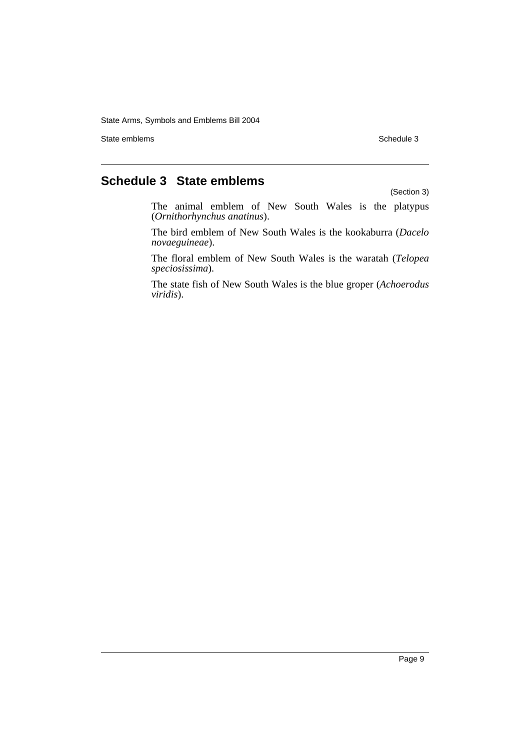## Schedule 3 State emblems

(Section 3)

The animal emblem of New South Wales is the platypus (*Ornithorhynchus anatinus*).

The bird emblem of New South Wales is the kookaburra (*Dacelo novaeguineae*).

The floral emblem of New South Wales is the waratah (*Telopea speciosissima*).

The state fish of New South Wales is the blue groper (*Achoerodus viridis*).